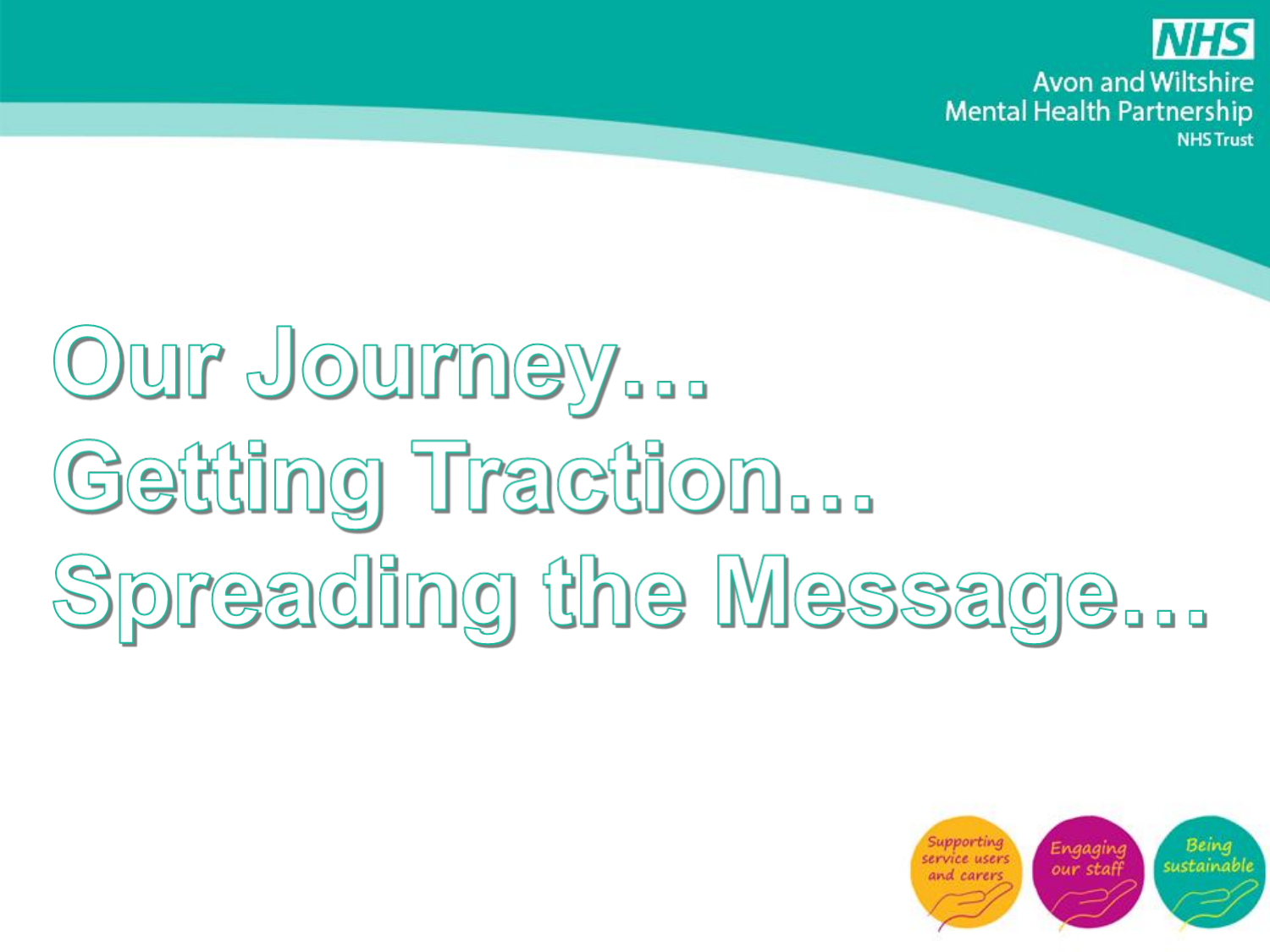NHS

Avon and Wiltshire
Mental Health Partnership
NHS Trust

# Our Journey…
# Getting Traction…
# Spreading the Message…

Supporting service users and carers

Engaging our staff

Being sustainable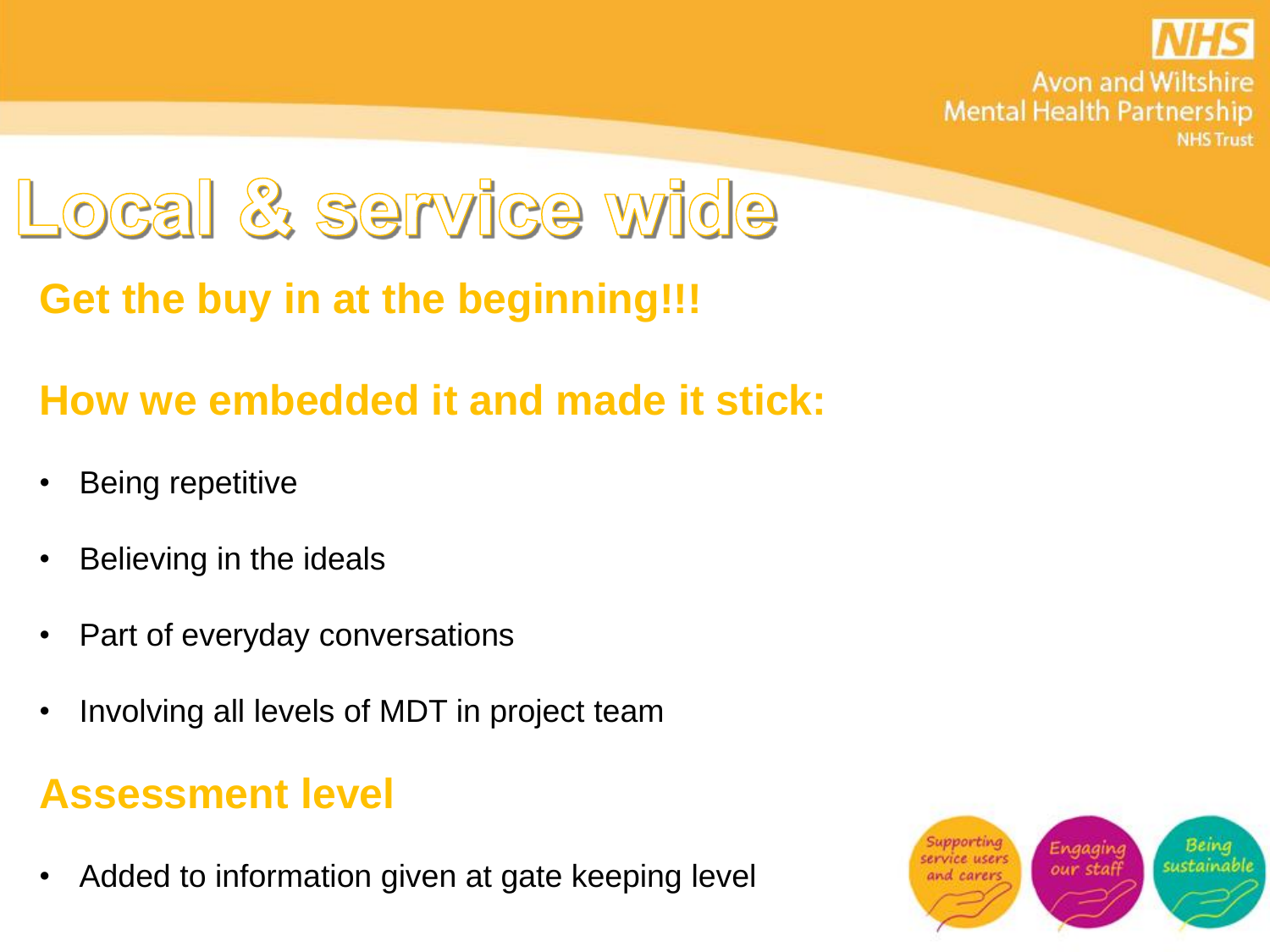# Local & service wide

## Get the buy in at the beginning!!!

## How we embedded it and made it stick:

- Being repetitive
- Believing in the ideals
- Part of everyday conversations
- Involving all levels of MDT in project team

## Assessment level

- Added to information given at gate keeping level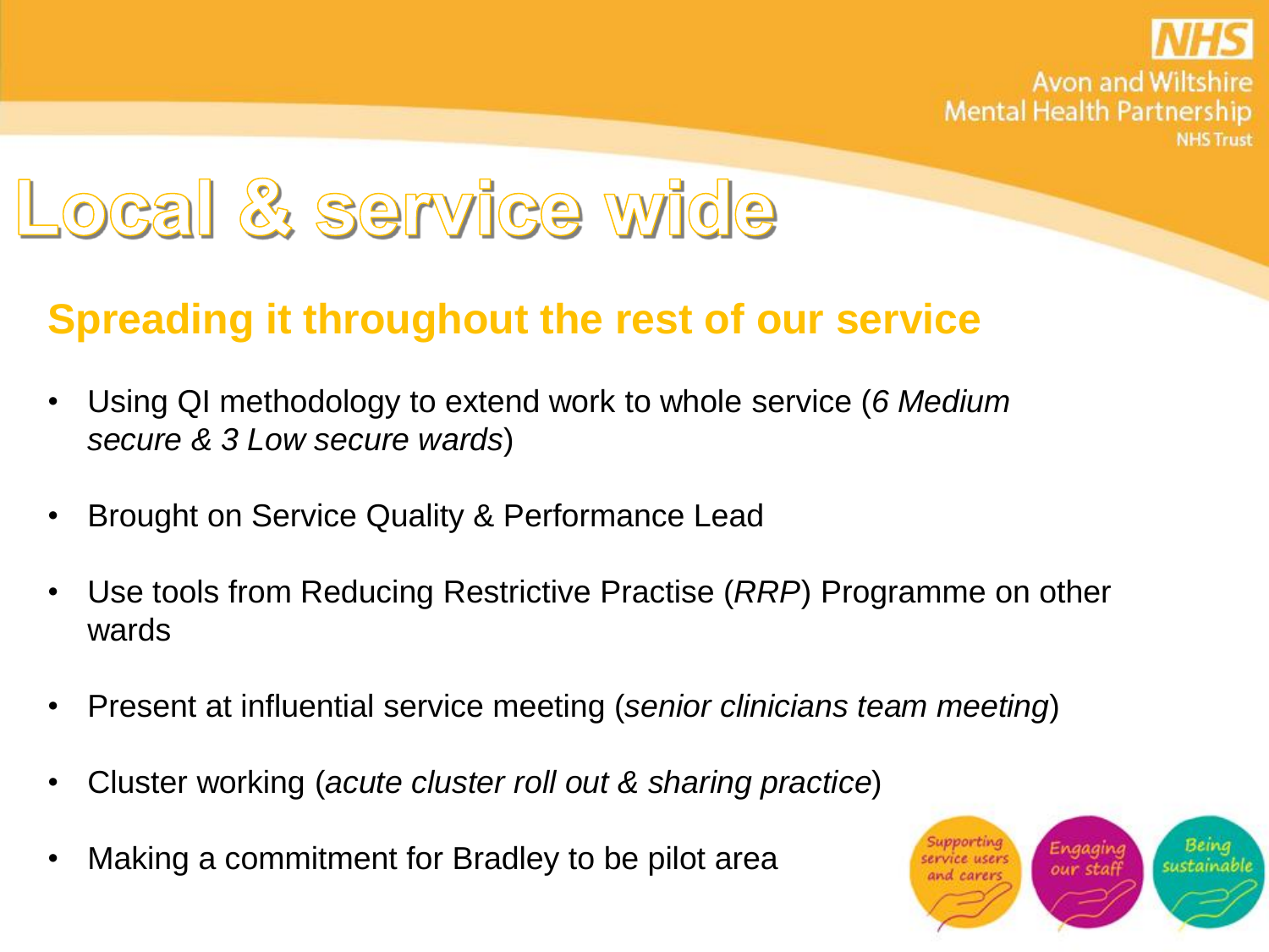# Local & service wide

## Spreading it throughout the rest of our service

- Using QI methodology to extend work to whole service (*6 Medium secure & 3 Low secure wards*)
- Brought on Service Quality & Performance Lead
- Use tools from Reducing Restrictive Practise (*RRP*) Programme on other wards
- Present at influential service meeting (*senior clinicians team meeting*)
- Cluster working (*acute cluster roll out & sharing practice*)
- Making a commitment for Bradley to be pilot area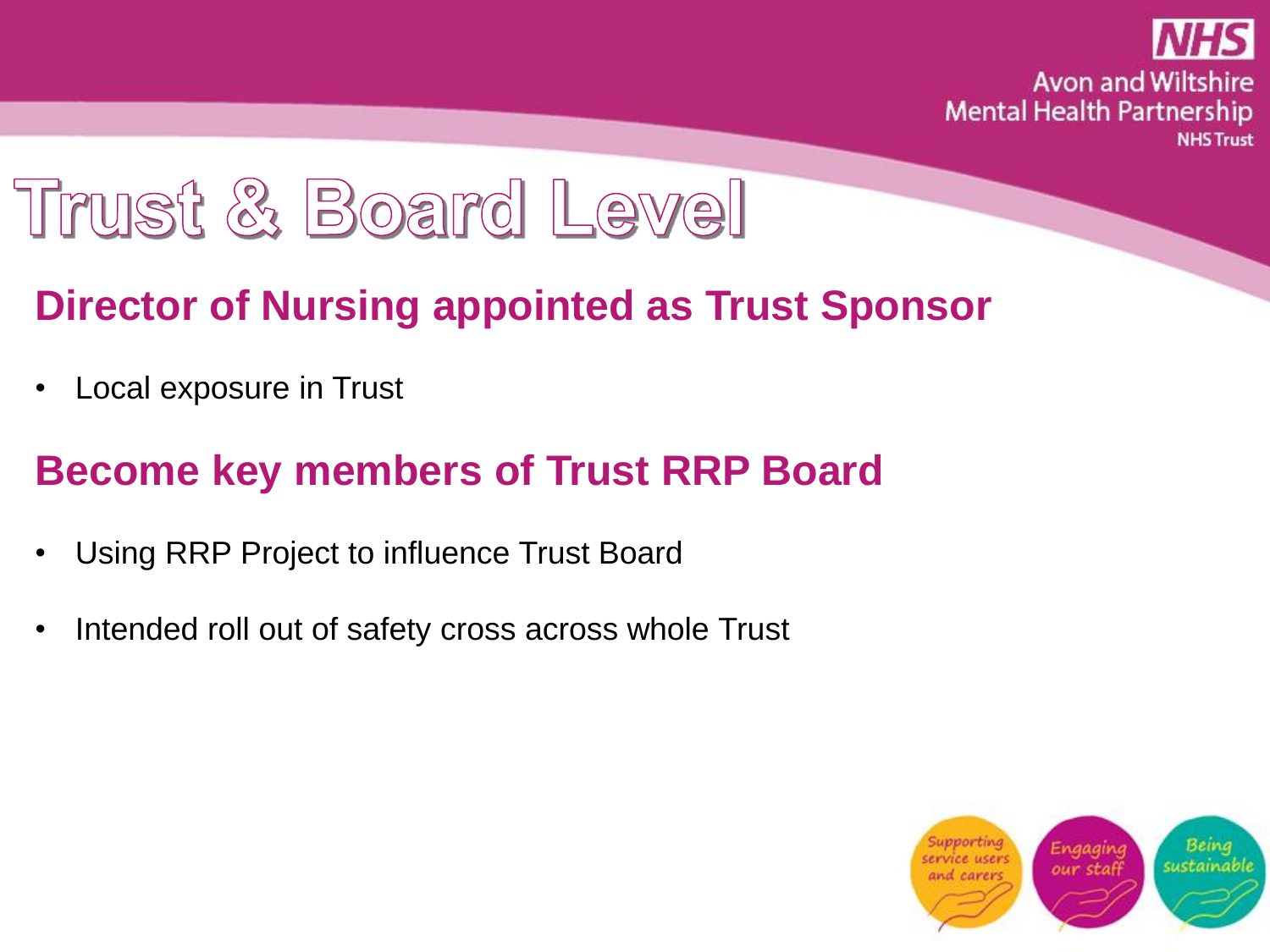# Trust & Board Level

## Director of Nursing appointed as Trust Sponsor

- Local exposure in Trust

## Become key members of Trust RRP Board

- Using RRP Project to influence Trust Board
- Intended roll out of safety cross across whole Trust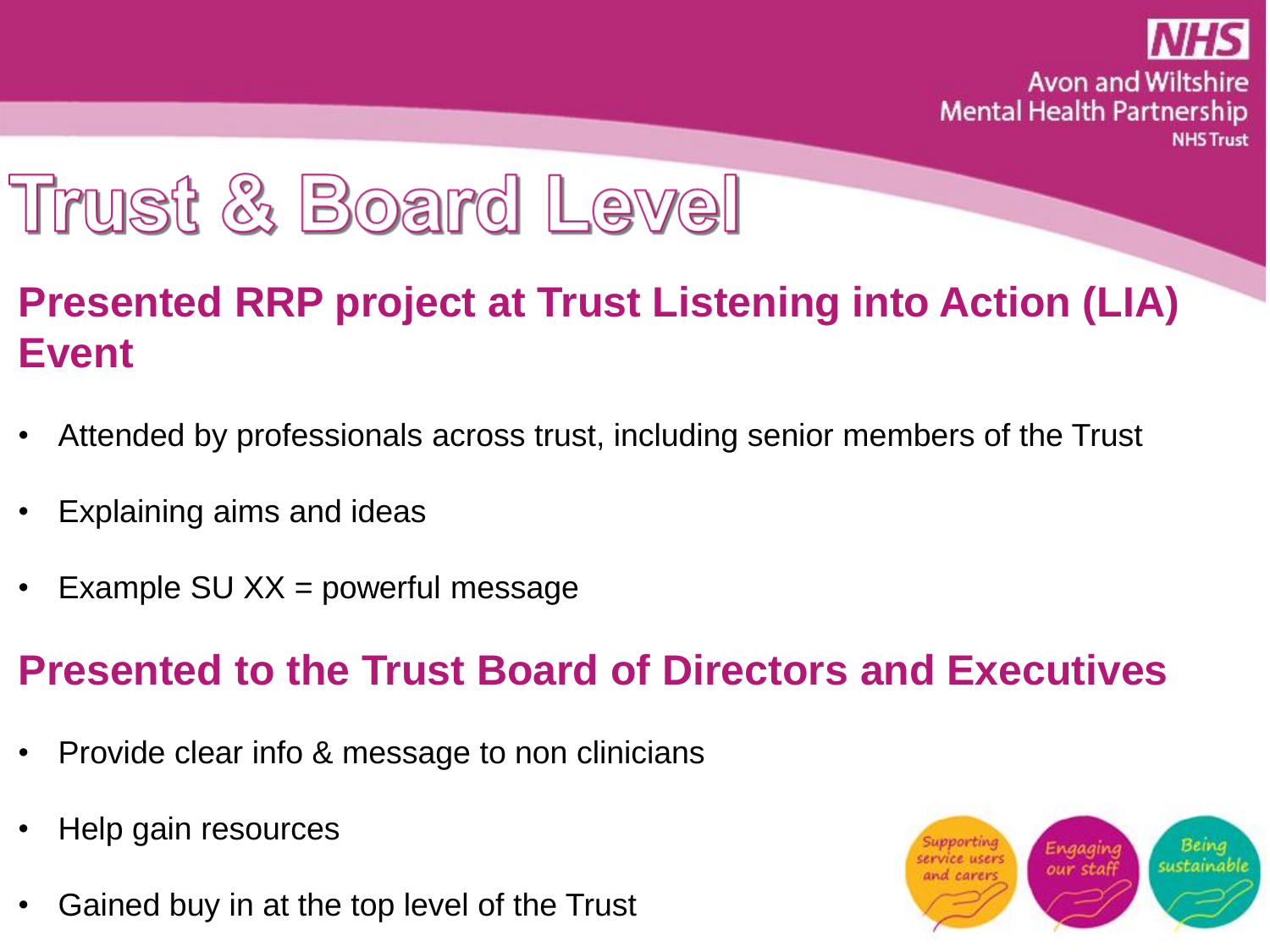# Trust & Board Level

## Presented RRP project at Trust Listening into Action (LIA) Event

- Attended by professionals across trust, including senior members of the Trust
- Explaining aims and ideas
- Example SU XX = powerful message

## Presented to the Trust Board of Directors and Executives

- Provide clear info & message to non clinicians
- Help gain resources
- Gained buy in at the top level of the Trust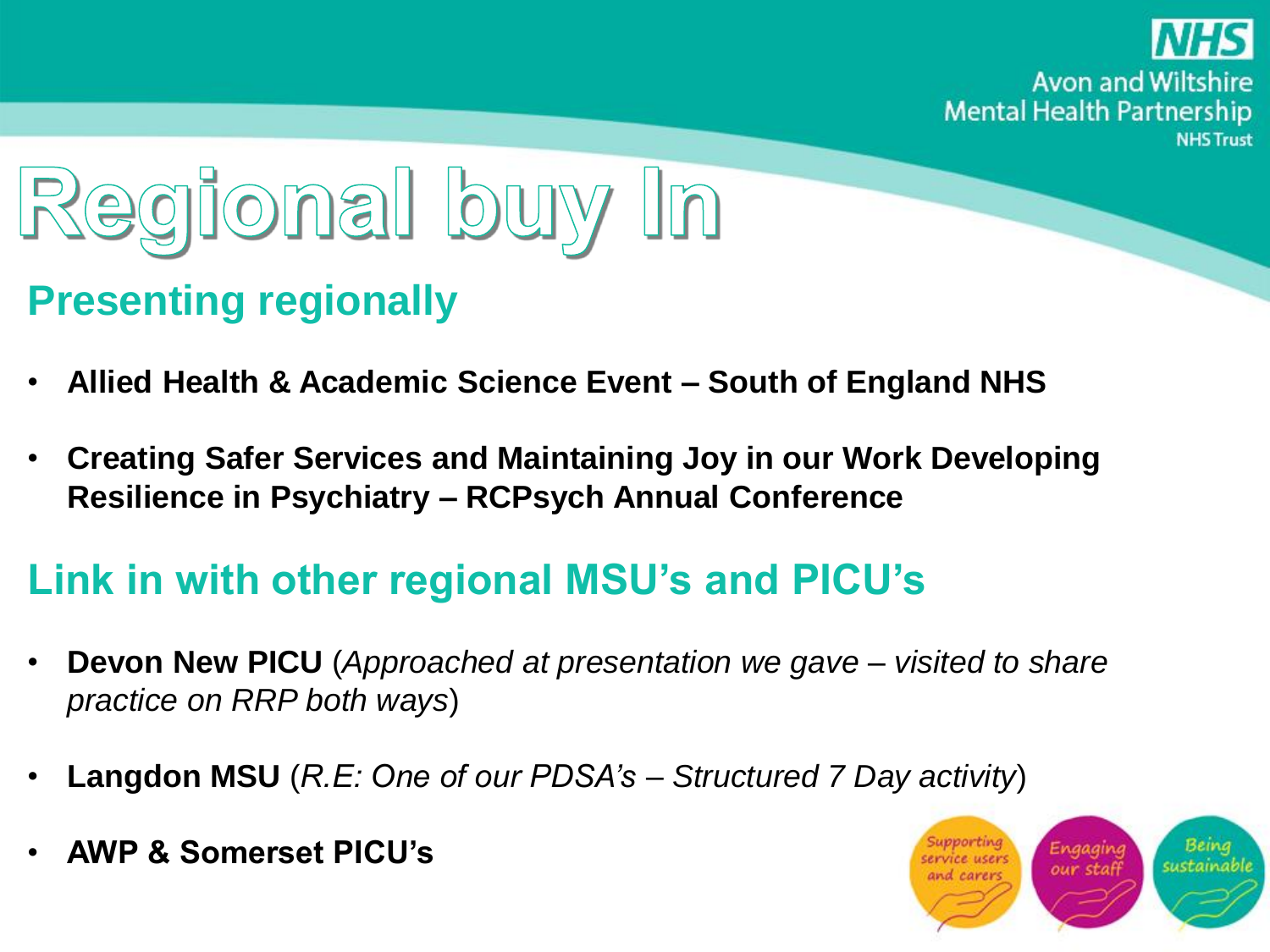# Regional buy In

## Presenting regionally

- **Allied Health & Academic Science Event – South of England NHS**
- **Creating Safer Services and Maintaining Joy in our Work Developing Resilience in Psychiatry – RCPsych Annual Conference**

## Link in with other regional MSU's and PICU's

- **Devon New PICU** (*Approached at presentation we gave – visited to share practice on RRP both ways*)
- **Langdon MSU** (*R.E: One of our PDSA's – Structured 7 Day activity*)
- **AWP & Somerset PICU's**